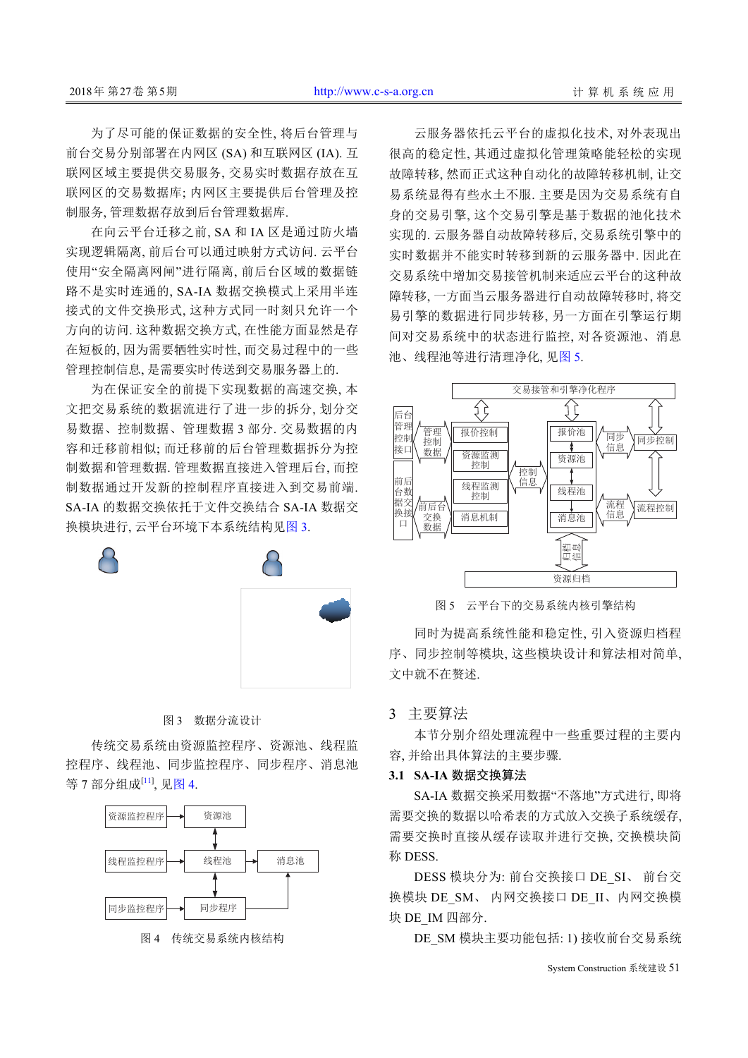为了尽可能的保证数据的安全性, 将后台管理与前台交易分别部署在内网区 (SA) 和互联网区 (IA). 互联网区域主要提供交易服务, 交易实时数据存放在互联网区的交易数据库; 内网区主要提供后台管理及控制服务, 管理数据存放到后台管理数据库.

在向云平台迁移之前, SA 和 IA 区是通过防火墙实现逻辑隔离, 前后台可以通过映射方式访问. 云平台使用"安全隔离网闸"进行隔离, 前后台区域的数据链路不是实时连通的, SA-IA 数据交换模式上采用半连接式的文件交换形式, 这种方式同一时刻只允许一个方向的访问. 这种数据交换方式, 在性能方面显然是存在短板的, 因为需要牺牲实时性, 而交易过程中的一些管理控制信息, 是需要实时传送到交易服务器上的.

为在保证安全的前提下实现数据的高速交换, 本文把交易系统的数据流进行了进一步的拆分, 划分交易数据、控制数据、管理数据 3 部分. 交易数据的内容和迁移前相似; 而迁移前的后台管理数据拆分为控制数据和管理数据. 管理数据直接进入管理后台, 而控制数据通过开发新的控制程序直接进入到交易前端. SA-IA 的数据交换依托于文件交换结合 SA-IA 数据交换模块进行, 云平台环境下本系统结构见图 3.

图 3　数据分流设计

传统交易系统由资源监控程序、资源池、线程监控程序、线程池、同步监控程序、同步程序、消息池等 7 部分组成[11], 见图 4.

图 4　传统交易系统内核结构

云服务器依托云平台的虚拟化技术, 对外表现出很高的稳定性, 其通过虚拟化管理策略能轻松的实现故障转移, 然而正式这种自动化的故障转移机制, 让交易系统显得有些水土不服. 主要是因为交易系统有自身的交易引擎, 这个交易引擎是基于数据的池化技术实现的. 云服务器自动故障转移后, 交易系统引擎中的实时数据并不能实时转移到新的云服务器中. 因此在交易系统中增加交易接管机制来适应云平台的这种故障转移, 一方面当云服务器进行自动故障转移时, 将交易引擎的数据进行同步转移, 另一方面在引擎运行期间对交易系统中的状态进行监控, 对各资源池、消息池、线程池等进行清理净化, 见图 5.

图 5　云平台下的交易系统内核引擎结构

同时为提高系统性能和稳定性, 引入资源归档程序、同步控制等模块, 这些模块设计和算法相对简单, 文中就不在赘述.

## 3　主要算法

本节分别介绍处理流程中一些重要过程的主要内容, 并给出具体算法的主要步骤.

### 3.1　SA-IA 数据交换算法

SA-IA 数据交换采用数据"不落地"方式进行, 即将需要交换的数据以哈希表的方式放入交换子系统缓存, 需要交换时直接从缓存读取并进行交换, 交换模块简称 DESS.

DESS 模块分为: 前台交换接口 DE_SI、 前台交换模块 DE_SM、 内网交换接口 DE_II、内网交换模块 DE_IM 四部分.

DE_SM 模块主要功能包括: 1) 接收前台交易系统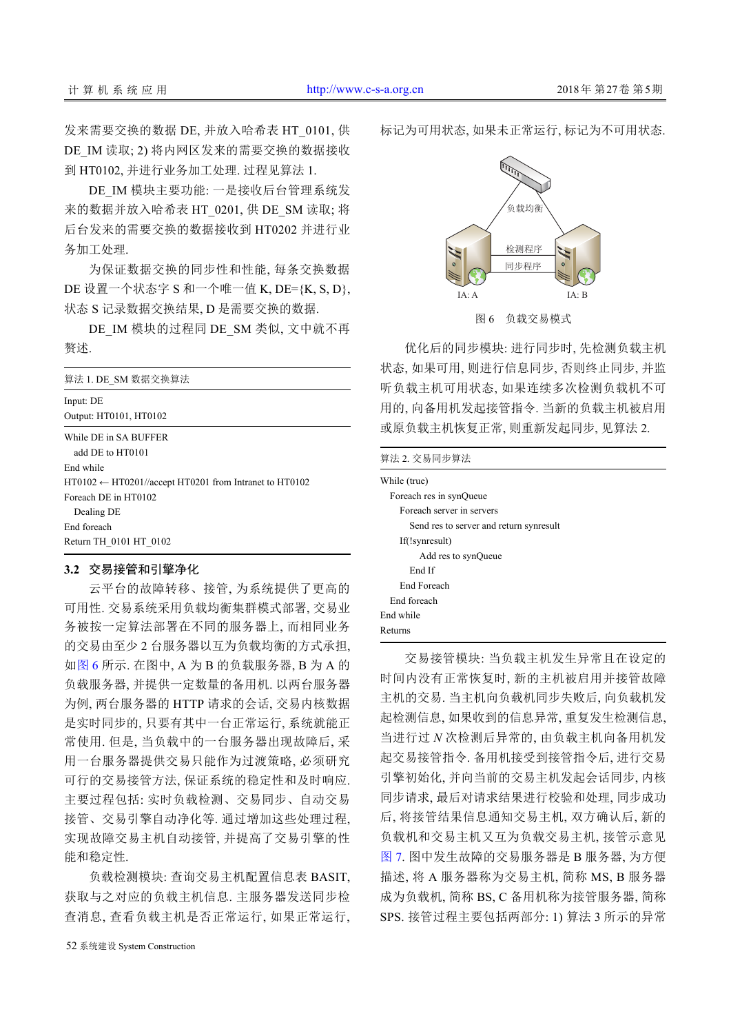发来需要交换的数据 DE, 并放入哈希表 HT_0101, 供 DE_IM 读取; 2) 将内网区发来的需要交换的数据接收到 HT0102, 并进行业务加工处理. 过程见算法 1.

DE_IM 模块主要功能: 一是接收后台管理系统发来的数据并放入哈希表 HT_0201, 供 DE_SM 读取; 将后台发来的需要交换的数据接收到 HT0202 并进行业务加工处理.

为保证数据交换的同步性和性能, 每条交换数据 DE 设置一个状态字 S 和一个唯一值 K, DE={K, S, D}, 状态 S 记录数据交换结果, D 是需要交换的数据.

DE_IM 模块的过程同 DE_SM 类似, 文中就不再赘述.

算法 1. DE_SM 数据交换算法

```
Input: DE
Output: HT0101, HT0102

While DE in SA BUFFER
    add DE to HT0101
End while
HT0102 ← HT0201//accept HT0201 from Intranet to HT0102
Foreach DE in HT0102
    Dealing DE
End foreach
Return TH_0101 HT_0102
```

### 3.2 交易接管和引擎净化

云平台的故障转移、接管, 为系统提供了更高的可用性. 交易系统采用负载均衡集群模式部署, 交易业务被按一定算法部署在不同的服务器上, 而相同业务的交易由至少 2 台服务器以互为负载均衡的方式承担, 如图 6 所示. 在图中, A 为 B 的负载服务器, B 为 A 的负载服务器, 并提供一定数量的备用机. 以两台服务器为例, 两台服务器的 HTTP 请求的会话, 交易内核数据是实时同步的, 只要有其中一台正常运行, 系统就能正常使用. 但是, 当负载中的一台服务器出现故障后, 采用一台服务器提供交易只能作为过渡策略, 必须研究可行的交易接管方法, 保证系统的稳定性和及时响应. 主要过程包括: 实时负载检测、交易同步、自动交易接管、交易引擎自动净化等. 通过增加这些处理过程, 实现故障交易主机自动接管, 并提高了交易引擎的性能和稳定性.

负载检测模块: 查询交易主机配置信息表 BASIT, 获取与之对应的负载主机信息. 主服务器发送同步检查消息, 查看负载主机是否正常运行, 如果正常运行, 标记为可用状态, 如果未正常运行, 标记为不可用状态.

图 6 负载交易模式

优化后的同步模块: 进行同步时, 先检测负载主机状态, 如果可用, 则进行信息同步, 否则终止同步, 并监听负载主机可用状态, 如果连续多次检测负载机不可用的, 向备用机发起接管指令. 当新的负载主机被启用或原负载主机恢复正常, 则重新发起同步, 见算法 2.

算法 2. 交易同步算法

```
While (true)
  Foreach res in synQueue
    Foreach server in servers
      Send res to server and return synresult
    If(!synresult)
        Add res to synQueue
      End If
    End Foreach
  End foreach
End while
Returns
```

交易接管模块: 当负载主机发生异常且在设定的时间内没有正常恢复时, 新的主机被启用并接管故障主机的交易. 当主机向负载机同步失败后, 向负载机发起检测信息, 如果收到的信息异常, 重复发生检测信息, 当进行过 $N$ 次检测后异常的, 由负载主机向备用机发起交易接管指令. 备用机接受到接管指令后, 进行交易引擎初始化, 并向当前的交易主机发起会话同步, 内核同步请求, 最后对请求结果进行校验和处理, 同步成功后, 将接管结果信息通知交易主机, 双方确认后, 新的负载机和交易主机又互为负载交易主机, 接管示意见图 7. 图中发生故障的交易服务器是 B 服务器, 为方便描述, 将 A 服务器称为交易主机, 简称 MS, B 服务器成为负载机, 简称 BS, C 备用机称为接管服务器, 简称 SPS. 接管过程主要包括两部分: 1) 算法 3 所示的异常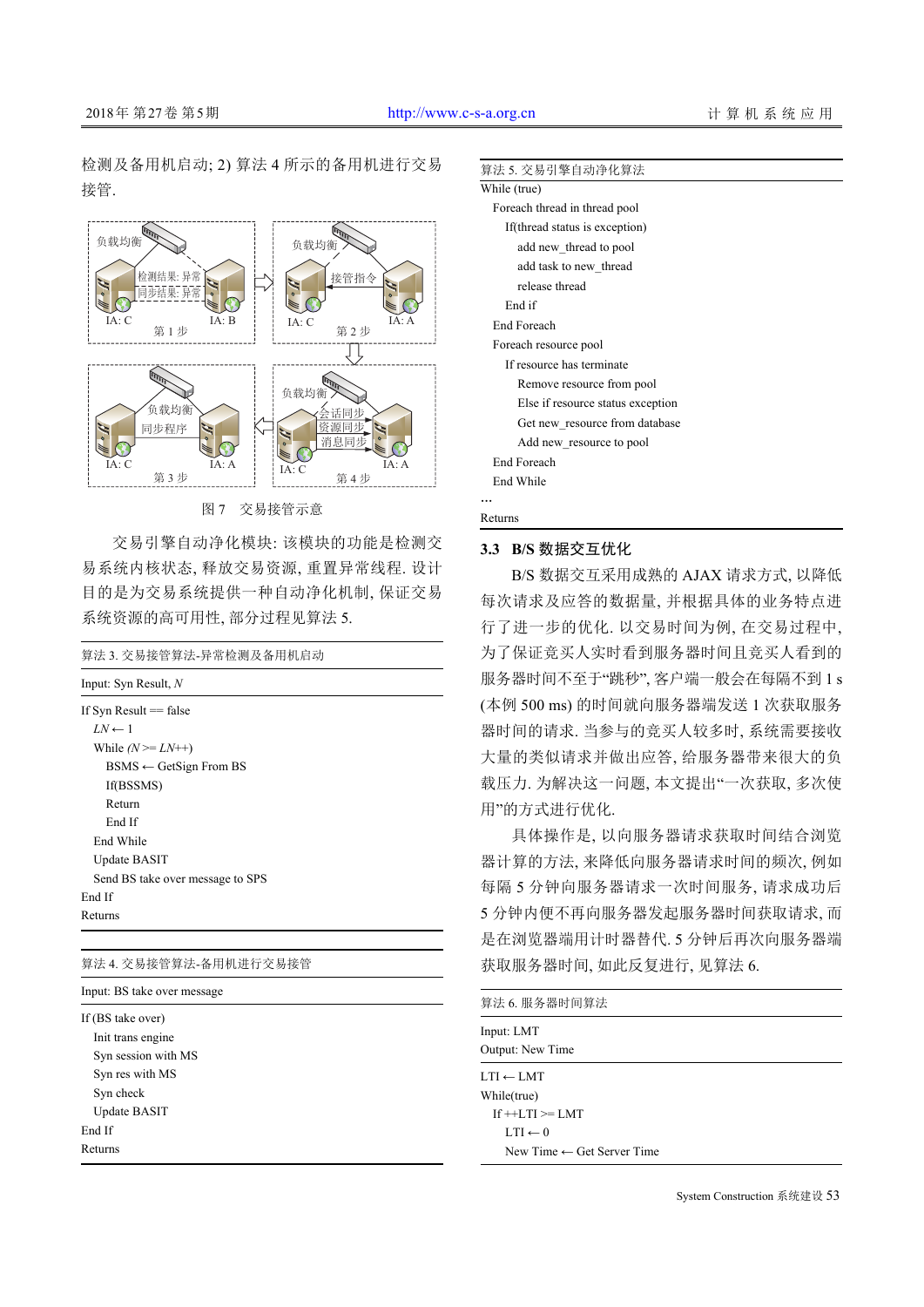检测及备用机启动; 2) 算法 4 所示的备用机进行交易接管.

图 7　交易接管示意

交易引擎自动净化模块: 该模块的功能是检测交易系统内核状态, 释放交易资源, 重置异常线程. 设计目的是为交易系统提供一种自动净化机制, 保证交易系统资源的高可用性, 部分过程见算法 5.

算法 3. 交易接管算法-异常检测及备用机启动

Input: Syn Result, *N*

```
If Syn Result == false
    LN ← 1
    While (N >= LN++)
        BSMS ← GetSign From BS
        If(BSSMS)
        Return
        End If
    End While
    Update BASIT
    Send BS take over message to SPS
End If
Returns
```

算法 4. 交易接管算法-备用机进行交易接管

Input: BS take over message

```
If (BS take over)
    Init trans engine
    Syn session with MS
    Syn res with MS
    Syn check
    Update BASIT
End If
Returns
```

算法 5. 交易引擎自动净化算法

```
While (true)
    Foreach thread in thread pool
        If(thread status is exception)
            add new_thread to pool
            add task to new_thread
            release thread
        End if
    End Foreach
    Foreach resource pool
        If resource has terminate
            Remove resource from pool
            Else if resource status exception
            Get new_resource from database
            Add new_resource to pool
    End Foreach
    End While
…
Returns
```

### 3.3　B/S 数据交互优化

B/S 数据交互采用成熟的 AJAX 请求方式, 以降低每次请求及应答的数据量, 并根据具体的业务特点进行了进一步的优化. 以交易时间为例, 在交易过程中, 为了保证竞买人实时看到服务器时间且竞买人看到的服务器时间不至于"跳秒", 客户端一般会在每隔不到 1 s (本例 500 ms) 的时间就向服务器端发送 1 次获取服务器时间的请求. 当参与的竞买人较多时, 系统需要接收大量的类似请求并做出应答, 给服务器带来很大的负载压力. 为解决这一问题, 本文提出"一次获取, 多次使用"的方式进行优化.

具体操作是, 以向服务器请求获取时间结合浏览器计算的方法, 来降低向服务器请求时间的频次, 例如每隔 5 分钟向服务器请求一次时间服务, 请求成功后 5 分钟内便不再向服务器发起服务器时间获取请求, 而是在浏览器端用计时器替代. 5 分钟后再次向服务器端获取服务器时间, 如此反复进行, 见算法 6.

算法 6. 服务器时间算法

Input: LMT
Output: New Time

```
LTI ← LMT
While(true)
    If ++LTI >= LMT
        LTI ← 0
        New Time ← Get Server Time
```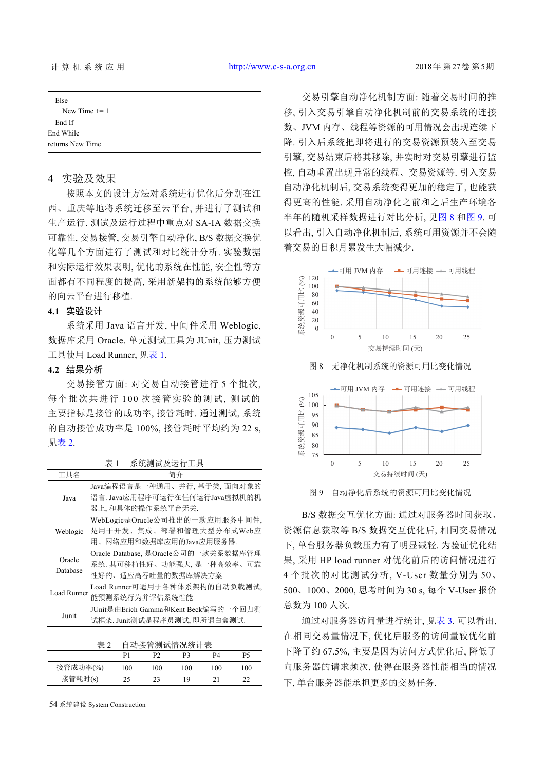```
Else
    New Time += 1
  End If
End While
returns New Time
```

## 4 实验及效果

按照本文的设计方法对系统进行优化后分别在江西、重庆等地将系统迁移至云平台, 并进行了测试和生产运行. 测试及运行过程中重点对 SA-IA 数据交换可靠性, 交易接管, 交易引擎自动净化, B/S 数据交换优化等几个方面进行了测试和对比统计分析. 实验数据和实际运行效果表明, 优化的系统在性能, 安全性等方面都有不同程度的提高, 采用新架构的系统能够方便的向云平台进行移植.

### 4.1 实验设计

系统采用 Java 语言开发, 中间件采用 Weblogic, 数据库采用 Oracle. 单元测试工具为 JUnit, 压力测试工具使用 Load Runner, 见表 1.

### 4.2 结果分析

交易接管方面: 对交易自动接管进行 5 个批次, 每个批次共进行 100 次接管实验的测试, 测试的主要指标是接管的成功率, 接管耗时. 通过测试, 系统的自动接管成功率是 100%, 接管耗时平均约为 22 s, 见表 2.

表 1　系统测试及运行工具

| 工具名 | 简介 |
|---|---|
| Java | Java编程语言是一种通用、并行, 基于类, 面向对象的语言. Java应用程序可运行在任何运行Java虚拟机的机器上, 和具体的操作系统平台无关. |
| Weblogic | WebLogic是Oracle公司推出的一款应用服务中间件, 是用于开发、集成、部署和管理大型分布式Web应用、网络应用和数据库应用的Java应用服务器. |
| Oracle Database | Oracle Database, 是Oracle公司的一款关系数据库管理系统. 其可移植性好、功能强大, 是一种高效率、可靠性好的、适应高吞吐量的数据库解决方案. |
| Load Runner | Load Runner可适用于各种体系架构的自动负载测试, 能预测系统行为并评估系统性能. |
| Junit | JUnit是由Erich Gamma和Kent Beck编写的一个回归测试框架. Junit测试是程序员测试, 即所谓白盒测试. |

表 2　自动接管测试情况统计表

| | P1 | P2 | P3 | P4 | P5 |
|---|---|---|---|---|---|
| 接管成功率(%) | 100 | 100 | 100 | 100 | 100 |
| 接管耗时(s) | 25 | 23 | 19 | 21 | 22 |

交易引擎自动净化机制方面: 随着交易时间的推移, 引入交易引擎自动净化机制前的交易系统的连接数、JVM 内存、线程等资源的可用情况会出现连续下降. 引入后系统把即将进行的交易资源预装入至交易引擎, 交易结束后将其移除, 并实时对交易引擎进行监控, 自动重置出现异常的线程、交易资源等. 引入交易自动净化机制后, 交易系统变得更加的稳定了, 也能获得更高的性能. 采用自动净化之前和之后生产环境各半年的随机采样数据进行对比分析, 见图 8 和图 9. 可以看出, 引入自动净化机制后, 系统可用资源并不会随着交易的日积月累发生大幅减少.

图 8　无净化机制系统的资源可用比变化情况

图 9　自动净化后系统的资源可用比变化情况

B/S 数据交互优化方面: 通过对服务器时间获取、资源信息获取等 B/S 数据交互优化后, 相同交易情况下, 单台服务器负载压力有了明显减轻. 为验证优化结果, 采用 HP load runner 对优化前后的访问情况进行 4 个批次的对比测试分析, V-User 数量分别为 50、500、1000、2000, 思考时间为 30 s, 每个 V-User 报价总数为 100 人次.

通过对服务器访问量进行统计, 见表 3. 可以看出, 在相同交易量情况下, 优化后服务的访问量较优化前下降了约 67.5%, 主要是因为访问方式优化后, 降低了向服务器的请求频次, 使得在服务器性能相当的情况下, 单台服务器能承担更多的交易任务.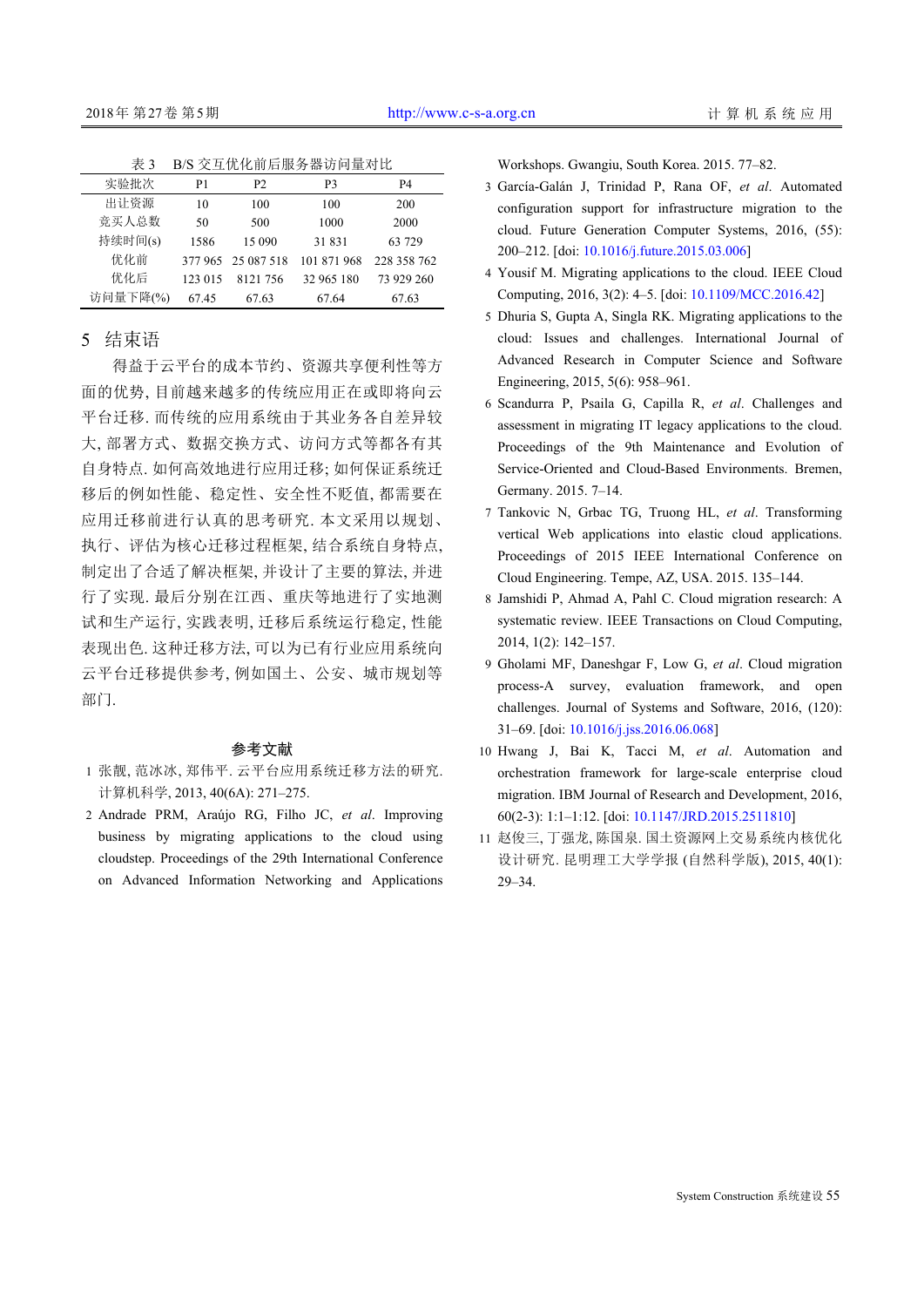表 3　B/S 交互优化前后服务器访问量对比

| 实验批次 | P1 | P2 | P3 | P4 |
|---|---|---|---|---|
| 出让资源 | 10 | 100 | 100 | 200 |
| 竞买人总数 | 50 | 500 | 1000 | 2000 |
| 持续时间(s) | 1586 | 15 090 | 31 831 | 63 729 |
| 优化前 | 377 965 | 25 087 518 | 101 871 968 | 228 358 762 |
| 优化后 | 123 015 | 8121 756 | 32 965 180 | 73 929 260 |
| 访问量下降(%) | 67.45 | 67.63 | 67.64 | 67.63 |

## 5　结束语

得益于云平台的成本节约、资源共享便利性等方面的优势, 目前越来越多的传统应用正在或即将向云平台迁移. 而传统的应用系统由于其业务各自差异较大, 部署方式、数据交换方式、访问方式等都各有其自身特点. 如何高效地进行应用迁移; 如何保证系统迁移后的例如性能、稳定性、安全性不贬值, 都需要在应用迁移前进行认真的思考研究. 本文采用以规划、执行、评估为核心迁移过程框架, 结合系统自身特点, 制定出了合适了解决框架, 并设计了主要的算法, 并进行了实现. 最后分别在江西、重庆等地进行了实地测试和生产运行, 实践表明, 迁移后系统运行稳定, 性能表现出色. 这种迁移方法, 可以为已有行业应用系统向云平台迁移提供参考, 例如国土、公安、城市规划等部门.

## 参考文献

1 张靓, 范冰冰, 郑伟平. 云平台应用系统迁移方法的研究. 计算机科学, 2013, 40(6A): 271–275.

2 Andrade PRM, Araújo RG, Filho JC, *et al*. Improving business by migrating applications to the cloud using cloudstep. Proceedings of the 29th International Conference on Advanced Information Networking and Applications Workshops. Gwangiu, South Korea. 2015. 77–82.

3 García-Galán J, Trinidad P, Rana OF, *et al*. Automated configuration support for infrastructure migration to the cloud. Future Generation Computer Systems, 2016, (55): 200–212. [doi: 10.1016/j.future.2015.03.006]

4 Yousif M. Migrating applications to the cloud. IEEE Cloud Computing, 2016, 3(2): 4–5. [doi: 10.1109/MCC.2016.42]

5 Dhuria S, Gupta A, Singla RK. Migrating applications to the cloud: Issues and challenges. International Journal of Advanced Research in Computer Science and Software Engineering, 2015, 5(6): 958–961.

6 Scandurra P, Psaila G, Capilla R, *et al*. Challenges and assessment in migrating IT legacy applications to the cloud. Proceedings of the 9th Maintenance and Evolution of Service-Oriented and Cloud-Based Environments. Bremen, Germany. 2015. 7–14.

7 Tankovic N, Grbac TG, Truong HL, *et al*. Transforming vertical Web applications into elastic cloud applications. Proceedings of 2015 IEEE International Conference on Cloud Engineering. Tempe, AZ, USA. 2015. 135–144.

8 Jamshidi P, Ahmad A, Pahl C. Cloud migration research: A systematic review. IEEE Transactions on Cloud Computing, 2014, 1(2): 142–157.

9 Gholami MF, Daneshgar F, Low G, *et al*. Cloud migration process-A survey, evaluation framework, and open challenges. Journal of Systems and Software, 2016, (120): 31–69. [doi: 10.1016/j.jss.2016.06.068]

10 Hwang J, Bai K, Tacci M, *et al*. Automation and orchestration framework for large-scale enterprise cloud migration. IBM Journal of Research and Development, 2016, 60(2-3): 1:1–1:12. [doi: 10.1147/JRD.2015.2511810]

11 赵俊三, 丁强龙, 陈国泉. 国土资源网上交易系统内核优化设计研究. 昆明理工大学学报 (自然科学版), 2015, 40(1): 29–34.